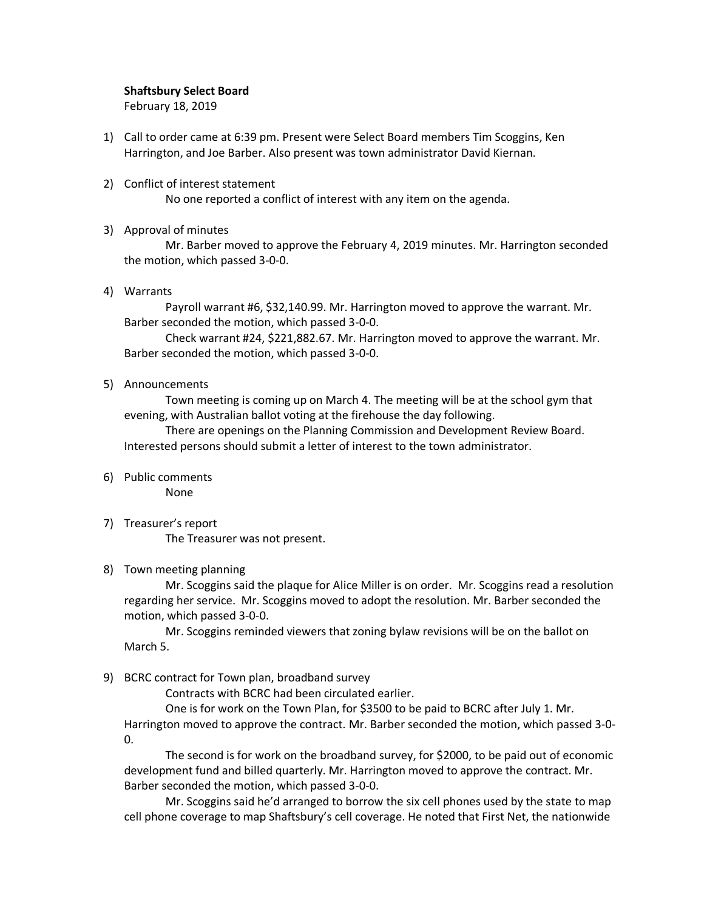**Shaftsbury Select Board**
February 18, 2019

1) Call to order came at 6:39 pm. Present were Select Board members Tim Scoggins, Ken Harrington, and Joe Barber. Also present was town administrator David Kiernan.

2) Conflict of interest statement

    No one reported a conflict of interest with any item on the agenda.

3) Approval of minutes

    Mr. Barber moved to approve the February 4, 2019 minutes. Mr. Harrington seconded the motion, which passed 3-0-0.

4) Warrants

    Payroll warrant #6, $32,140.99. Mr. Harrington moved to approve the warrant. Mr. Barber seconded the motion, which passed 3-0-0.

    Check warrant #24, $221,882.67. Mr. Harrington moved to approve the warrant. Mr. Barber seconded the motion, which passed 3-0-0.

5) Announcements

    Town meeting is coming up on March 4. The meeting will be at the school gym that evening, with Australian ballot voting at the firehouse the day following.

    There are openings on the Planning Commission and Development Review Board. Interested persons should submit a letter of interest to the town administrator.

6) Public comments

    None

7) Treasurer's report

    The Treasurer was not present.

8) Town meeting planning

    Mr. Scoggins said the plaque for Alice Miller is on order. Mr. Scoggins read a resolution regarding her service. Mr. Scoggins moved to adopt the resolution. Mr. Barber seconded the motion, which passed 3-0-0.

    Mr. Scoggins reminded viewers that zoning bylaw revisions will be on the ballot on March 5.

9) BCRC contract for Town plan, broadband survey

    Contracts with BCRC had been circulated earlier.

    One is for work on the Town Plan, for $3500 to be paid to BCRC after July 1. Mr. Harrington moved to approve the contract. Mr. Barber seconded the motion, which passed 3-0-0.

    The second is for work on the broadband survey, for $2000, to be paid out of economic development fund and billed quarterly. Mr. Harrington moved to approve the contract. Mr. Barber seconded the motion, which passed 3-0-0.

    Mr. Scoggins said he'd arranged to borrow the six cell phones used by the state to map cell phone coverage to map Shaftsbury's cell coverage. He noted that First Net, the nationwide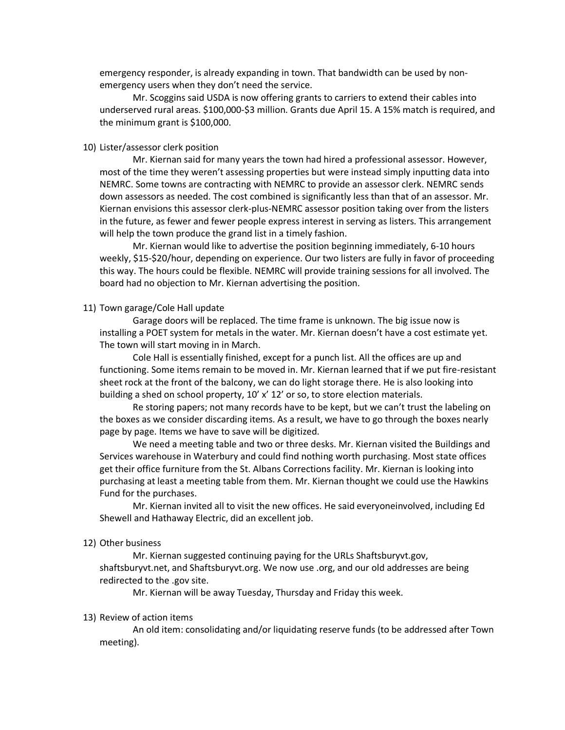emergency responder, is already expanding in town. That bandwidth can be used by non-emergency users when they don't need the service.

Mr. Scoggins said USDA is now offering grants to carriers to extend their cables into underserved rural areas. $100,000-$3 million. Grants due April 15. A 15% match is required, and the minimum grant is $100,000.

10) Lister/assessor clerk position

Mr. Kiernan said for many years the town had hired a professional assessor. However, most of the time they weren't assessing properties but were instead simply inputting data into NEMRC. Some towns are contracting with NEMRC to provide an assessor clerk. NEMRC sends down assessors as needed. The cost combined is significantly less than that of an assessor. Mr. Kiernan envisions this assessor clerk-plus-NEMRC assessor position taking over from the listers in the future, as fewer and fewer people express interest in serving as listers. This arrangement will help the town produce the grand list in a timely fashion.

Mr. Kiernan would like to advertise the position beginning immediately, 6-10 hours weekly, $15-$20/hour, depending on experience. Our two listers are fully in favor of proceeding this way. The hours could be flexible. NEMRC will provide training sessions for all involved. The board had no objection to Mr. Kiernan advertising the position.

11) Town garage/Cole Hall update

Garage doors will be replaced. The time frame is unknown. The big issue now is installing a POET system for metals in the water. Mr. Kiernan doesn't have a cost estimate yet. The town will start moving in in March.

Cole Hall is essentially finished, except for a punch list. All the offices are up and functioning. Some items remain to be moved in. Mr. Kiernan learned that if we put fire-resistant sheet rock at the front of the balcony, we can do light storage there. He is also looking into building a shed on school property, 10' x' 12' or so, to store election materials.

Re storing papers; not many records have to be kept, but we can't trust the labeling on the boxes as we consider discarding items. As a result, we have to go through the boxes nearly page by page. Items we have to save will be digitized.

We need a meeting table and two or three desks. Mr. Kiernan visited the Buildings and Services warehouse in Waterbury and could find nothing worth purchasing. Most state offices get their office furniture from the St. Albans Corrections facility. Mr. Kiernan is looking into purchasing at least a meeting table from them. Mr. Kiernan thought we could use the Hawkins Fund for the purchases.

Mr. Kiernan invited all to visit the new offices. He said everyoneinvolved, including Ed Shewell and Hathaway Electric, did an excellent job.

12) Other business

Mr. Kiernan suggested continuing paying for the URLs Shaftsburyvt.gov, shaftsburyvt.net, and Shaftsburyvt.org. We now use .org, and our old addresses are being redirected to the .gov site.

Mr. Kiernan will be away Tuesday, Thursday and Friday this week.

13) Review of action items

An old item: consolidating and/or liquidating reserve funds (to be addressed after Town meeting).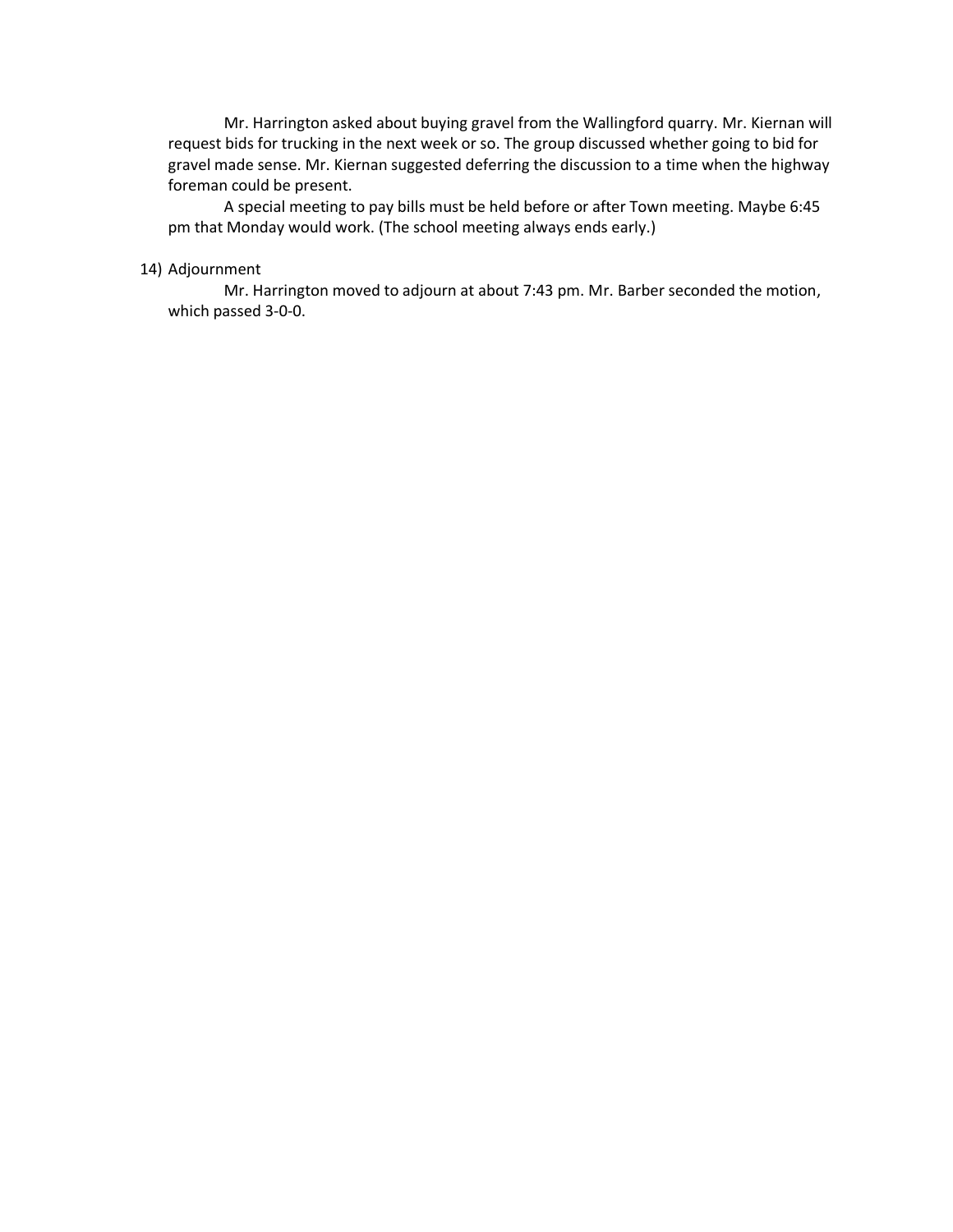Mr. Harrington asked about buying gravel from the Wallingford quarry. Mr. Kiernan will request bids for trucking in the next week or so. The group discussed whether going to bid for gravel made sense. Mr. Kiernan suggested deferring the discussion to a time when the highway foreman could be present.

A special meeting to pay bills must be held before or after Town meeting. Maybe 6:45 pm that Monday would work. (The school meeting always ends early.)

14) Adjournment

Mr. Harrington moved to adjourn at about 7:43 pm. Mr. Barber seconded the motion, which passed 3-0-0.